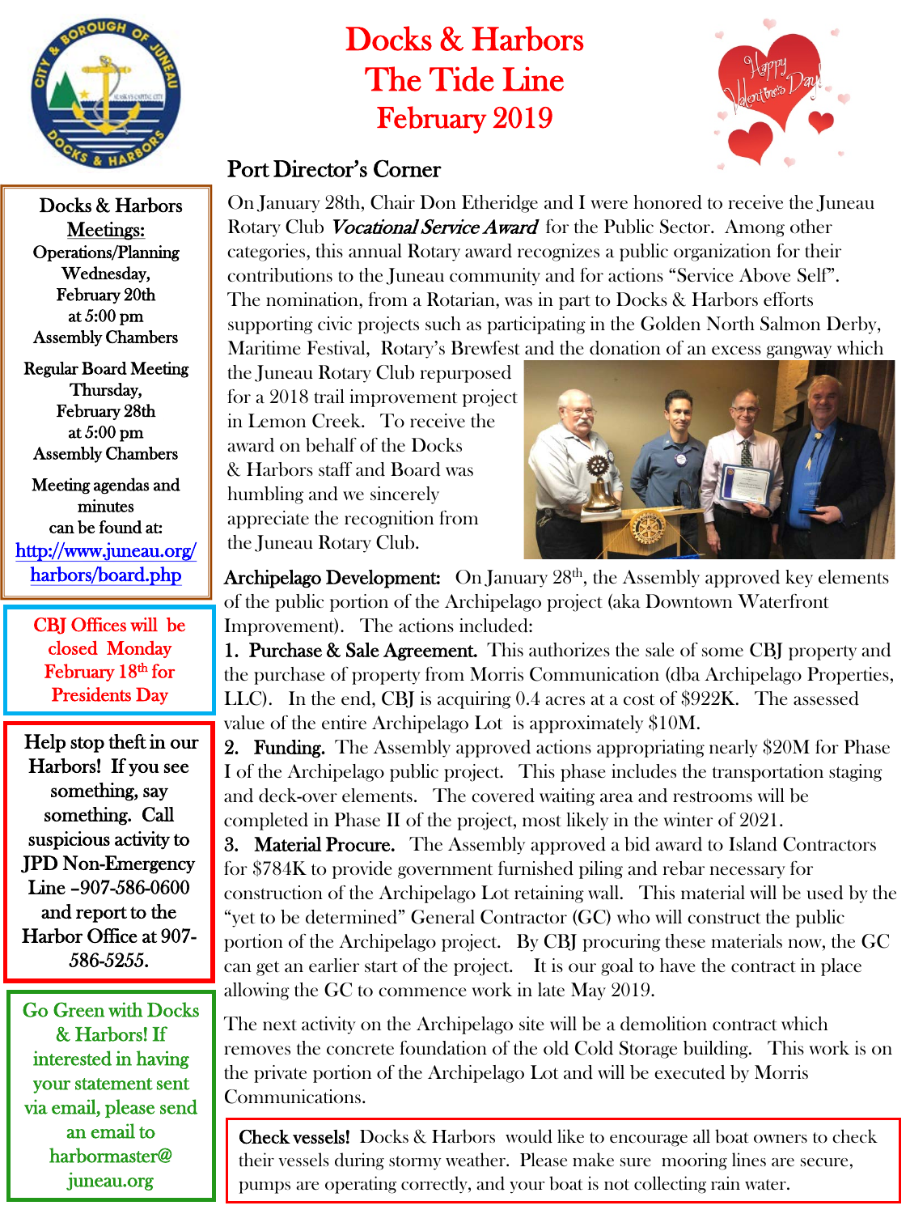# Docks & Harbors The Tide Line February 2019

## Port Director's Corner

On January 28th, Chair Don Etheridge and I were honored to receive the Juneau Rotary Club *Vocational Service Award* for the Public Sector. Among other categories, this annual Rotary award recognizes a public organization for their contributions to the Juneau community and for actions "Service Above Self". The nomination, from a Rotarian, was in part to Docks & Harbors efforts supporting civic projects such as participating in the Golden North Salmon Derby, Maritime Festival, Rotary's Brewfest and the donation of an excess gangway which the Juneau Rotary Club repurposed for a 2018 trail improvement project in Lemon Creek. To receive the award on behalf of the Docks & Harbors staff and Board was humbling and we sincerely appreciate the recognition from the Juneau Rotary Club.

**Archipelago Development:** On January 28th, the Assembly approved key elements of the public portion of the Archipelago project (aka Downtown Waterfront Improvement). The actions included:

1. **Purchase & Sale Agreement.** This authorizes the sale of some CBJ property and the purchase of property from Morris Communication (dba Archipelago Properties, LLC). In the end, CBJ is acquiring 0.4 acres at a cost of $922K. The assessed value of the entire Archipelago Lot is approximately $10M.
2. **Funding.** The Assembly approved actions appropriating nearly $20M for Phase I of the Archipelago public project. This phase includes the transportation staging and deck-over elements. The covered waiting area and restrooms will be completed in Phase II of the project, most likely in the winter of 2021.
3. **Material Procure.** The Assembly approved a bid award to Island Contractors for $784K to provide government furnished piling and rebar necessary for construction of the Archipelago Lot retaining wall. This material will be used by the "yet to be determined" General Contractor (GC) who will construct the public portion of the Archipelago project. By CBJ procuring these materials now, the GC can get an earlier start of the project. It is our goal to have the contract in place allowing the GC to commence work in late May 2019.

The next activity on the Archipelago site will be a demolition contract which removes the concrete foundation of the old Cold Storage building. This work is on the private portion of the Archipelago Lot and will be executed by Morris Communications.

**Check vessels!** Docks & Harbors would like to encourage all boat owners to check their vessels during stormy weather. Please make sure mooring lines are secure, pumps are operating correctly, and your boat is not collecting rain water.

---

**Docks & Harbors Meetings:**

**Operations/Planning**
Wednesday, February 20th at 5:00 pm
Assembly Chambers

**Regular Board Meeting**
Thursday, February 28th at 5:00 pm
Assembly Chambers

Meeting agendas and minutes can be found at: http://www.juneau.org/harbors/board.php

---

CBJ Offices will be closed Monday February 18th for Presidents Day

---

**Help stop theft in our Harbors! If you see something, say something. Call suspicious activity to JPD Non-Emergency Line –907-586-0600 and report to the Harbor Office at 907-586-5255.**

---

Go Green with Docks & Harbors! If interested in having your statement sent via email, please send an email to harbormaster@juneau.org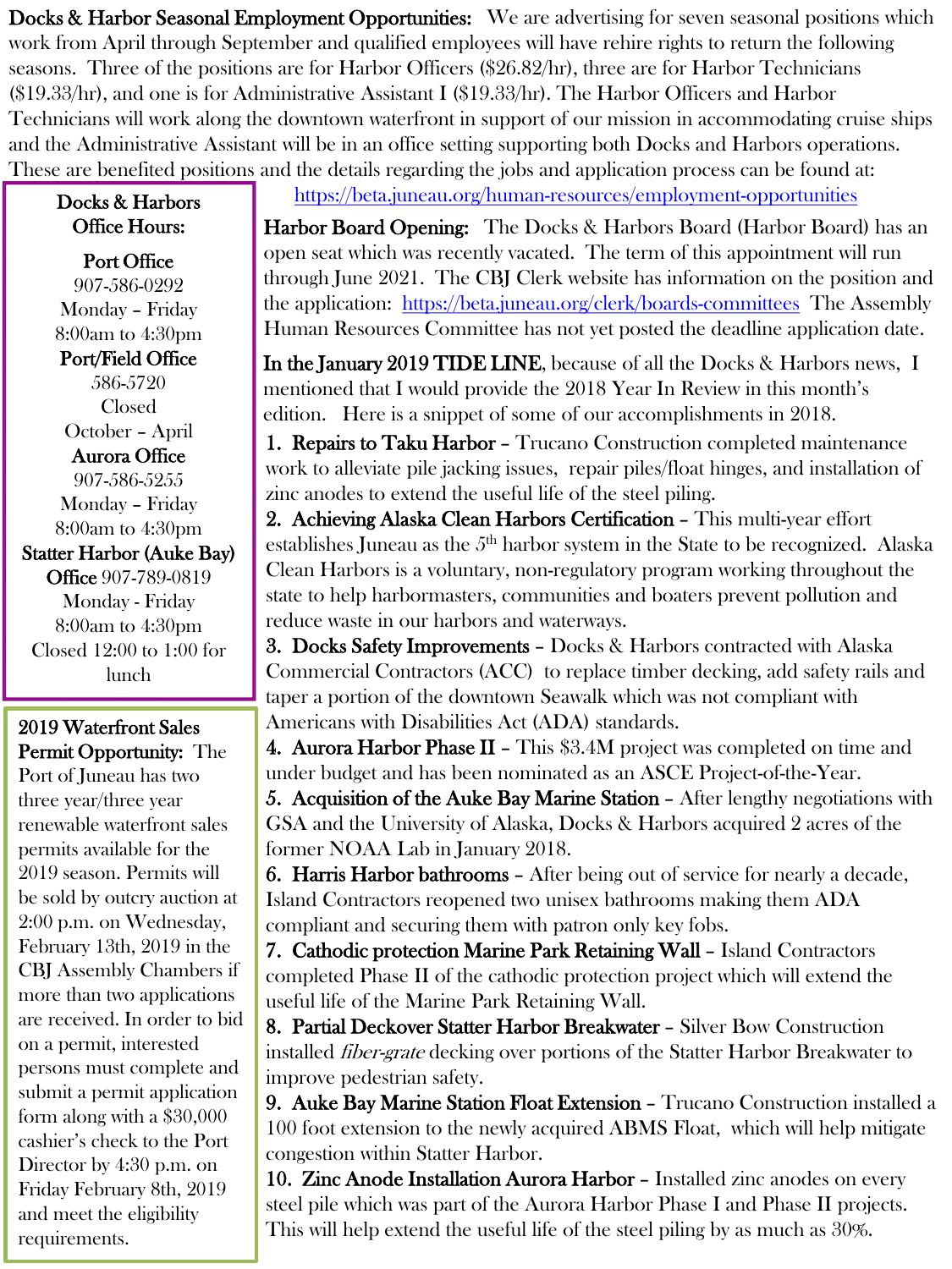**Docks & Harbor Seasonal Employment Opportunities:** We are advertising for seven seasonal positions which work from April through September and qualified employees will have rehire rights to return the following seasons. Three of the positions are for Harbor Officers ($26.82/hr), three are for Harbor Technicians ($19.33/hr), and one is for Administrative Assistant I ($19.33/hr). The Harbor Officers and Harbor Technicians will work along the downtown waterfront in support of our mission in accommodating cruise ships and the Administrative Assistant will be in an office setting supporting both Docks and Harbors operations. These are benefited positions and the details regarding the jobs and application process can be found at: https://beta.juneau.org/human-resources/employment-opportunities

**Harbor Board Opening:** The Docks & Harbors Board (Harbor Board) has an open seat which was recently vacated. The term of this appointment will run through June 2021. The CBJ Clerk website has information on the position and the application: https://beta.juneau.org/clerk/boards-committees The Assembly Human Resources Committee has not yet posted the deadline application date.

**In the January 2019 TIDE LINE**, because of all the Docks & Harbors news, I mentioned that I would provide the 2018 Year In Review in this month's edition. Here is a snippet of some of our accomplishments in 2018.

1. **Repairs to Taku Harbor** – Trucano Construction completed maintenance work to alleviate pile jacking issues, repair piles/float hinges, and installation of zinc anodes to extend the useful life of the steel piling.
2. **Achieving Alaska Clean Harbors Certification** – This multi-year effort establishes Juneau as the 5th harbor system in the State to be recognized. Alaska Clean Harbors is a voluntary, non-regulatory program working throughout the state to help harbormasters, communities and boaters prevent pollution and reduce waste in our harbors and waterways.
3. **Docks Safety Improvements** – Docks & Harbors contracted with Alaska Commercial Contractors (ACC) to replace timber decking, add safety rails and taper a portion of the downtown Seawalk which was not compliant with Americans with Disabilities Act (ADA) standards.
4. **Aurora Harbor Phase II** – This $3.4M project was completed on time and under budget and has been nominated as an ASCE Project-of-the-Year.
5. **Acquisition of the Auke Bay Marine Station** – After lengthy negotiations with GSA and the University of Alaska, Docks & Harbors acquired 2 acres of the former NOAA Lab in January 2018.
6. **Harris Harbor bathrooms** – After being out of service for nearly a decade, Island Contractors reopened two unisex bathrooms making them ADA compliant and securing them with patron only key fobs.
7. **Cathodic protection Marine Park Retaining Wall** – Island Contractors completed Phase II of the cathodic protection project which will extend the useful life of the Marine Park Retaining Wall.
8. **Partial Deckover Statter Harbor Breakwater** – Silver Bow Construction installed *fiber-grate* decking over portions of the Statter Harbor Breakwater to improve pedestrian safety.
9. **Auke Bay Marine Station Float Extension** – Trucano Construction installed a 100 foot extension to the newly acquired ABMS Float, which will help mitigate congestion within Statter Harbor.
10. **Zinc Anode Installation Aurora Harbor** – Installed zinc anodes on every steel pile which was part of the Aurora Harbor Phase I and Phase II projects. This will help extend the useful life of the steel piling by as much as 30%.

**Docks & Harbors Office Hours:**

**Port Office**
907-586-0292
Monday – Friday
8:00am to 4:30pm

**Port/Field Office**
586-5720
Closed
October – April

**Aurora Office**
907-586-5255
Monday – Friday
8:00am to 4:30pm

**Statter Harbor (Auke Bay) Office** 907-789-0819
Monday - Friday
8:00am to 4:30pm
Closed 12:00 to 1:00 for lunch

**2019 Waterfront Sales Permit Opportunity:** The Port of Juneau has two three year/three year renewable waterfront sales permits available for the 2019 season. Permits will be sold by outcry auction at 2:00 p.m. on Wednesday, February 13th, 2019 in the CBJ Assembly Chambers if more than two applications are received. In order to bid on a permit, interested persons must complete and submit a permit application form along with a $30,000 cashier's check to the Port Director by 4:30 p.m. on Friday February 8th, 2019 and meet the eligibility requirements.